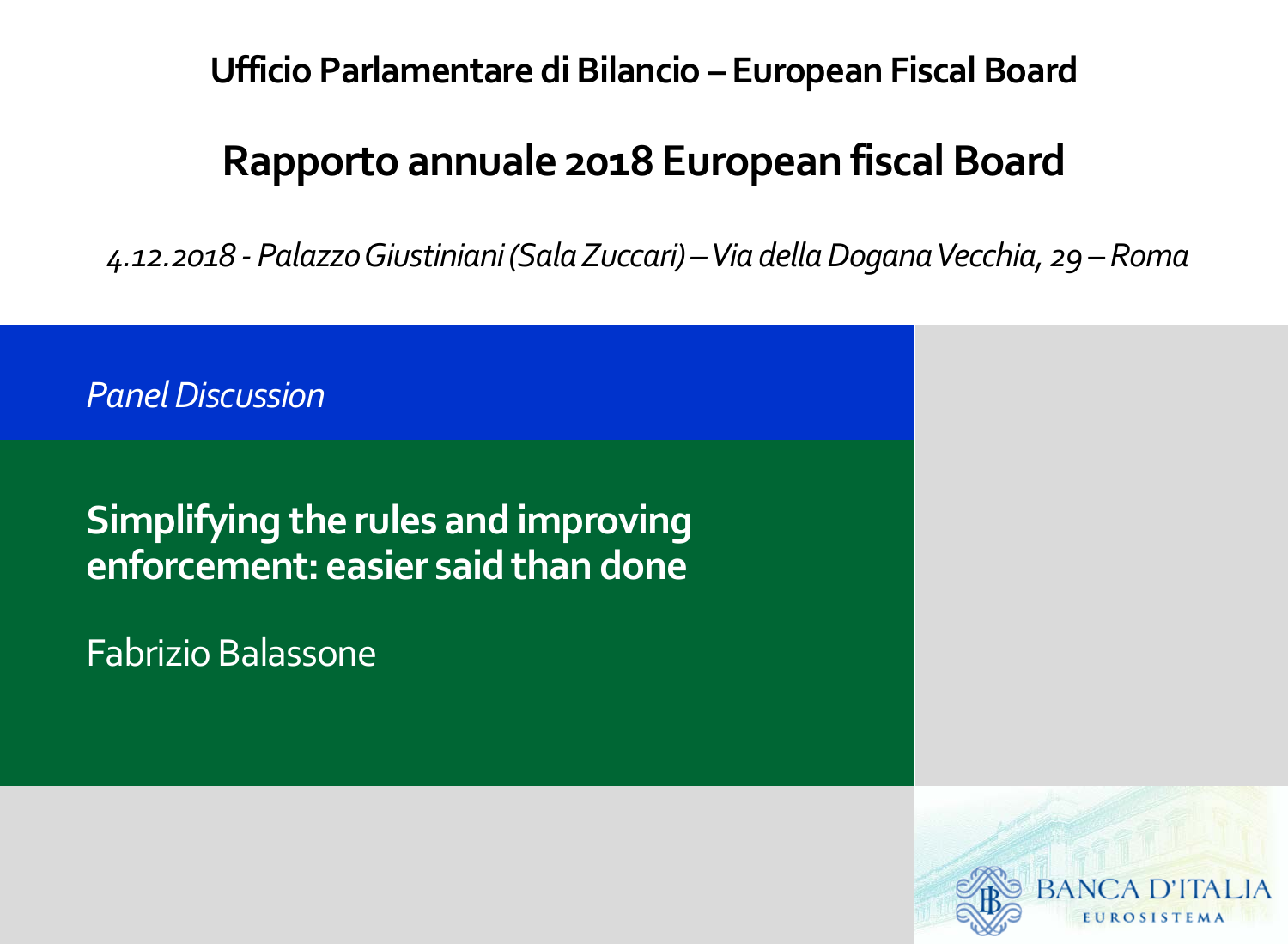**Ufficio Parlamentare di Bilancio – European Fiscal Board**

# Rapporto annuale 2018 European fiscal Board

*4.12.2018 - Palazzo Giustiniani (Sala Zuccari) – Via della Dogana Vecchia, 29 – Roma*

*Panel Discussion*

## Simplifying the rules and improving enforcement: easier said than done

Fabrizio Balassone

BANCA D'ITALIA
EUROSISTEMA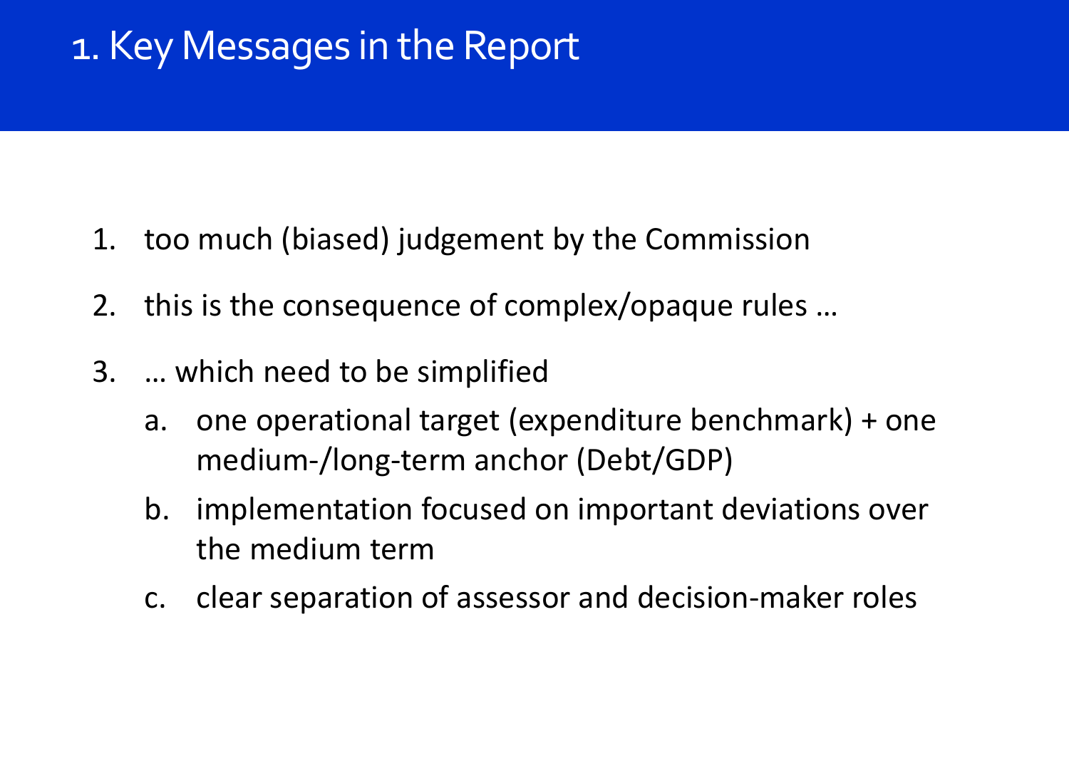# 1. Key Messages in the Report

1. too much (biased) judgement by the Commission
2. this is the consequence of complex/opaque rules …
3. … which need to be simplified
   a. one operational target (expenditure benchmark) + one medium-/long-term anchor (Debt/GDP)
   b. implementation focused on important deviations over the medium term
   c. clear separation of assessor and decision-maker roles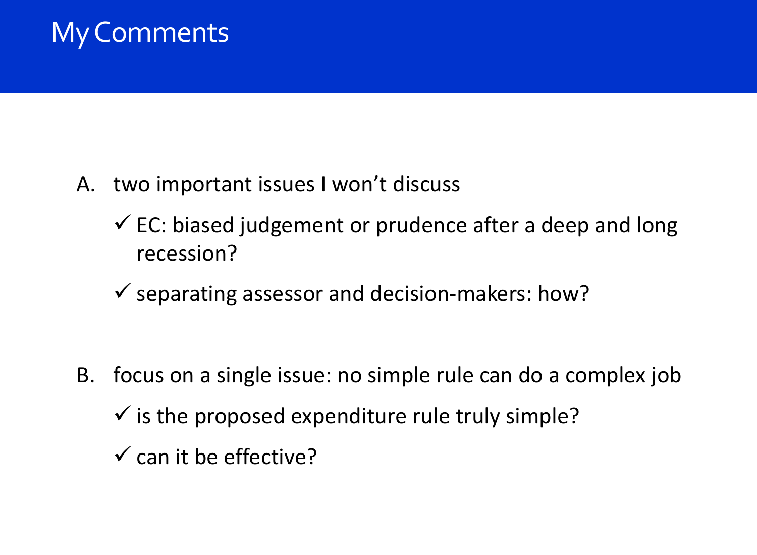# My Comments

A. two important issues I won't discuss

- ✓ EC: biased judgement or prudence after a deep and long recession?
- ✓ separating assessor and decision-makers: how?

B. focus on a single issue: no simple rule can do a complex job

- ✓ is the proposed expenditure rule truly simple?
- ✓ can it be effective?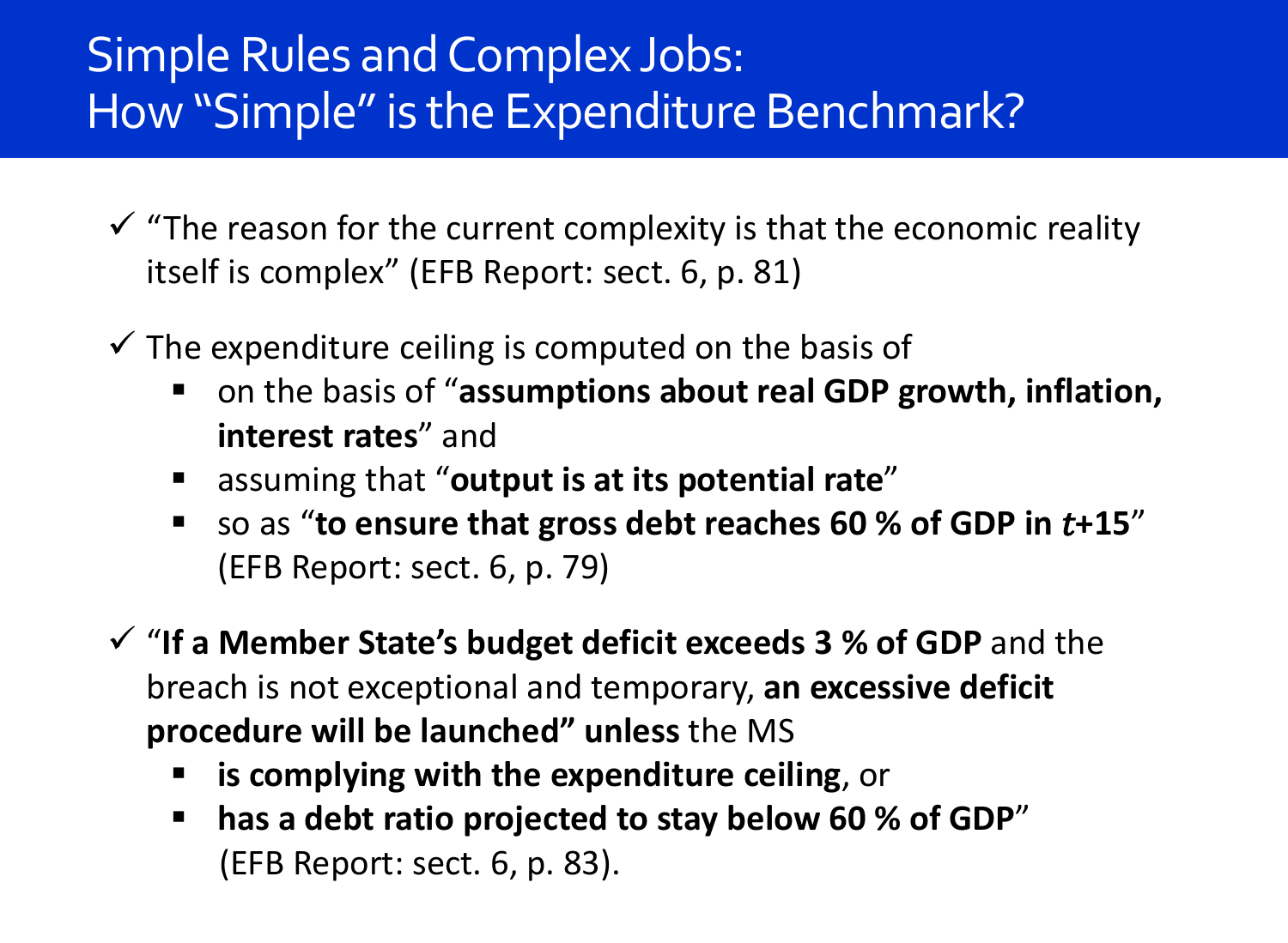# Simple Rules and Complex Jobs: How "Simple" is the Expenditure Benchmark?

- ✓ "The reason for the current complexity is that the economic reality itself is complex" (EFB Report: sect. 6, p. 81)
- ✓ The expenditure ceiling is computed on the basis of
  - on the basis of "**assumptions about real GDP growth, inflation, interest rates**" and
  - assuming that "**output is at its potential rate**"
  - so as "**to ensure that gross debt reaches 60 % of GDP in $t$+15**" (EFB Report: sect. 6, p. 79)
- ✓ "**If a Member State's budget deficit exceeds 3 % of GDP** and the breach is not exceptional and temporary, **an excessive deficit procedure will be launched" unless** the MS
  - **is complying with the expenditure ceiling**, or
  - **has a debt ratio projected to stay below 60 % of GDP**" (EFB Report: sect. 6, p. 83).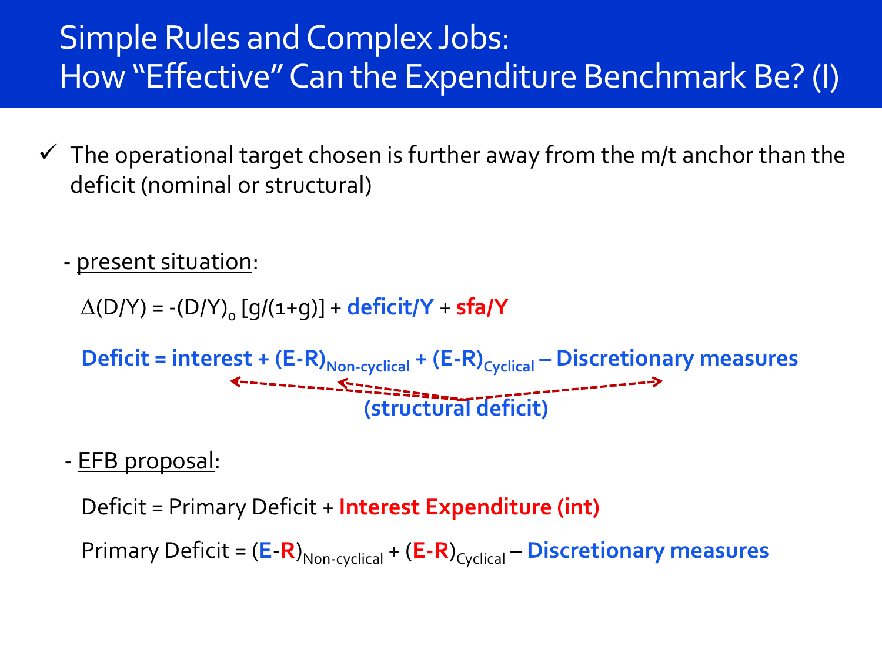# Simple Rules and Complex Jobs: How "Effective" Can the Expenditure Benchmark Be? (I)

- ✓ The operational target chosen is further away from the m/t anchor than the deficit (nominal or structural)

- <u>present situation</u>:

$$\Delta(D/Y) = -(D/Y)_0 \, [g/(1+g)] + \textbf{deficit/Y} + \textbf{sfa/Y}$$

$$\textbf{Deficit} = \textbf{interest} + (\textbf{E-R})_{\text{Non-cyclical}} + (\textbf{E-R})_{\text{Cyclical}} - \textbf{Discretionary measures}$$

**(structural deficit)**

- <u>EFB proposal</u>:

$$\text{Deficit} = \text{Primary Deficit} + \textbf{Interest Expenditure (int)}$$

$$\text{Primary Deficit} = (\textbf{E}-\textbf{R})_{\text{Non-cyclical}} + (\textbf{E}-\textbf{R})_{\text{Cyclical}} - \textbf{Discretionary measures}$$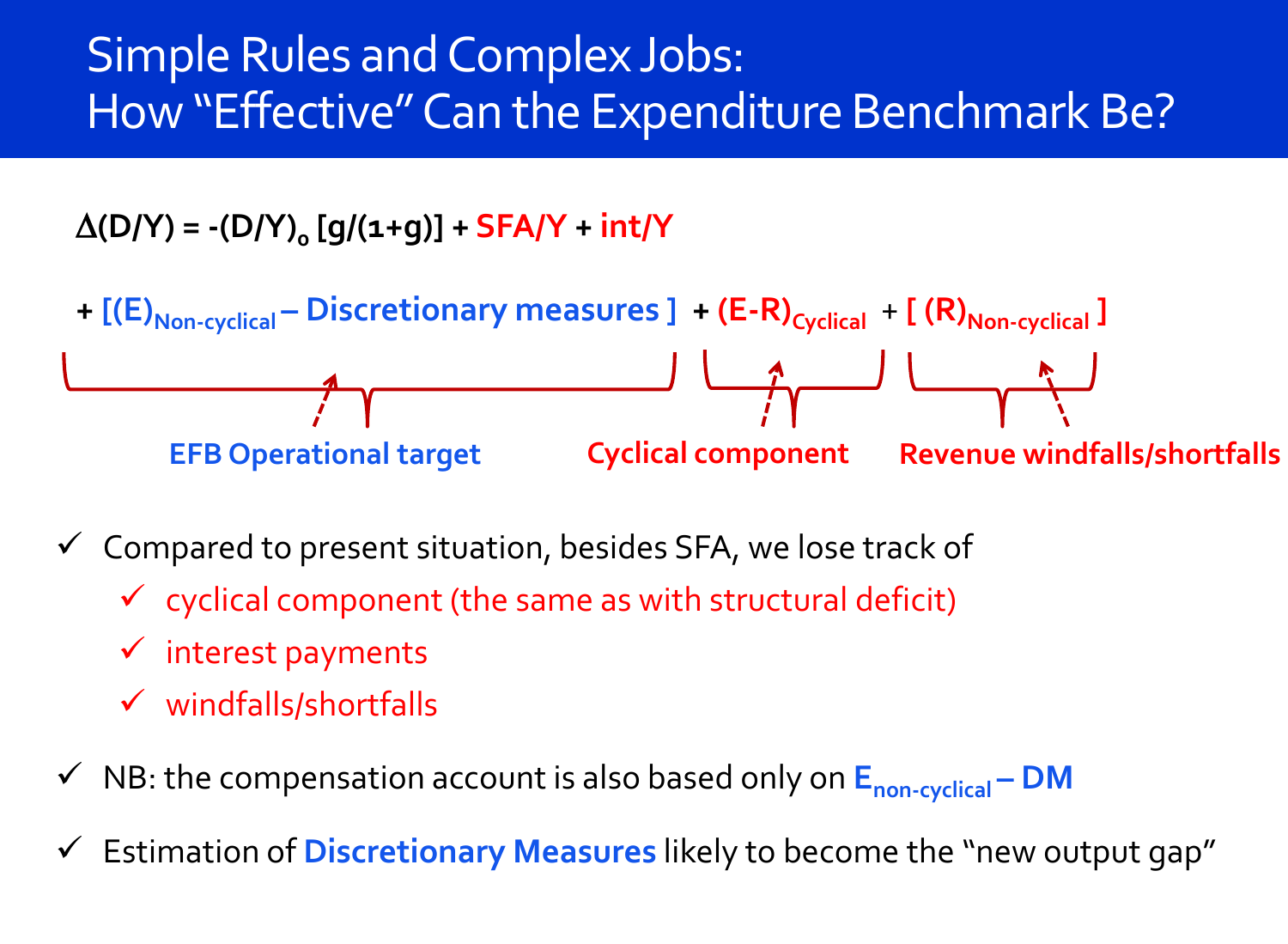# Simple Rules and Complex Jobs: How "Effective" Can the Expenditure Benchmark Be?

$$\Delta(D/Y) = -(D/Y)_0\,[g/(1+g)] + SFA/Y + int/Y$$

$$+ \underbrace{[(E)_{Non\text{-}cyclical} - \text{Discretionary measures}]}_{\text{EFB Operational target}} + \underbrace{(E-R)_{Cyclical}}_{\text{Cyclical component}} + \underbrace{[(R)_{Non\text{-}cyclical}]}_{\text{Revenue windfalls/shortfalls}}$$

- ✓ Compared to present situation, besides SFA, we lose track of
  - ✓ cyclical component (the same as with structural deficit)
  - ✓ interest payments
  - ✓ windfalls/shortfalls
- ✓ NB: the compensation account is also based only on **$E_{non\text{-}cyclical}$ – DM**
- ✓ Estimation of **Discretionary Measures** likely to become the "new output gap"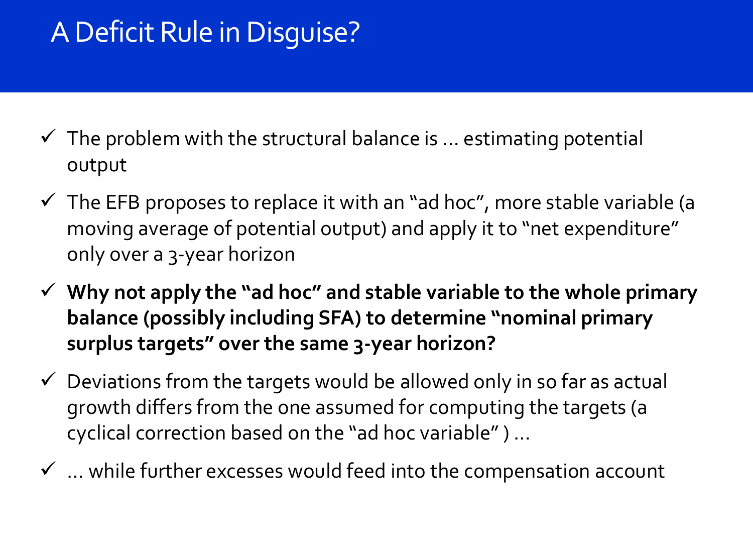# A Deficit Rule in Disguise?

- ✓ The problem with the structural balance is … estimating potential output
- ✓ The EFB proposes to replace it with an "ad hoc", more stable variable (a moving average of potential output) and apply it to "net expenditure" only over a 3-year horizon
- ✓ **Why not apply the "ad hoc" and stable variable to the whole primary balance (possibly including SFA) to determine "nominal primary surplus targets" over the same 3-year horizon?**
- ✓ Deviations from the targets would be allowed only in so far as actual growth differs from the one assumed for computing the targets (a cyclical correction based on the "ad hoc variable" ) …
- ✓ … while further excesses would feed into the compensation account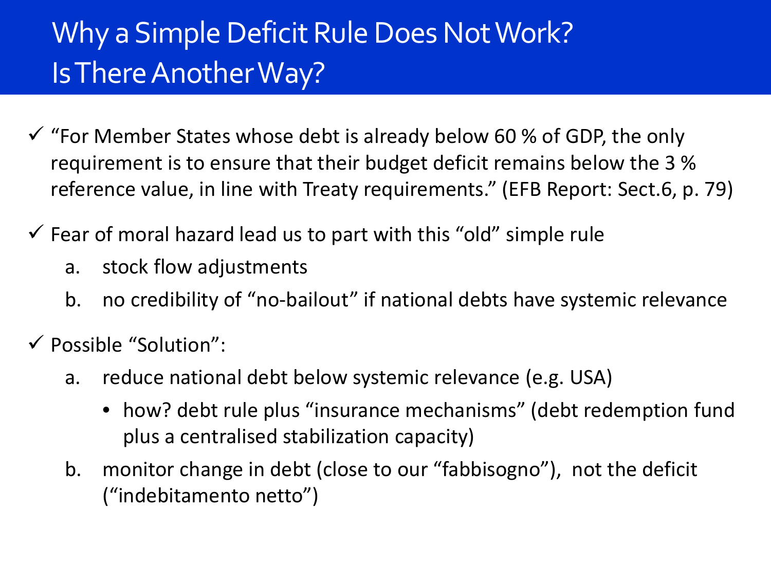# Why a Simple Deficit Rule Does Not Work? Is There Another Way?

- ✓ "For Member States whose debt is already below 60 % of GDP, the only requirement is to ensure that their budget deficit remains below the 3 % reference value, in line with Treaty requirements." (EFB Report: Sect.6, p. 79)
- ✓ Fear of moral hazard lead us to part with this "old" simple rule
  a. stock flow adjustments
  b. no credibility of "no-bailout" if national debts have systemic relevance
- ✓ Possible "Solution":
  a. reduce national debt below systemic relevance (e.g. USA)
     - how? debt rule plus "insurance mechanisms" (debt redemption fund plus a centralised stabilization capacity)
  b. monitor change in debt (close to our "fabbisogno"), not the deficit ("indebitamento netto")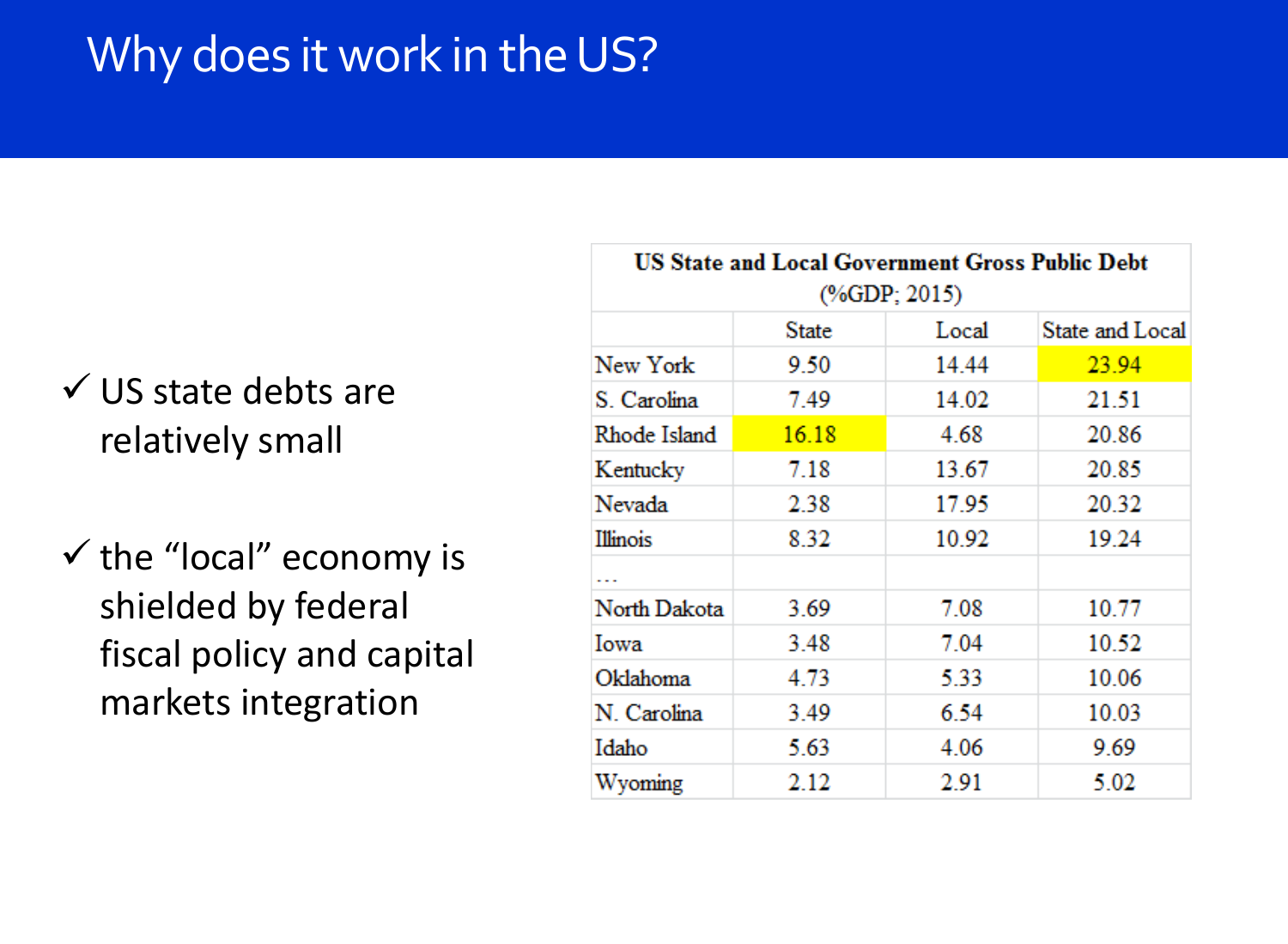# Why does it work in the US?

- ✓ US state debts are relatively small
- ✓ the "local" economy is shielded by federal fiscal policy and capital markets integration

**US State and Local Government Gross Public Debt**
(%GDP; 2015)

| | State | Local | State and Local |
|---|---|---|---|
| New York | 9.50 | 14.44 | 23.94 |
| S. Carolina | 7.49 | 14.02 | 21.51 |
| Rhode Island | 16.18 | 4.68 | 20.86 |
| Kentucky | 7.18 | 13.67 | 20.85 |
| Nevada | 2.38 | 17.95 | 20.32 |
| Illinois | 8.32 | 10.92 | 19.24 |
| ... | | | |
| North Dakota | 3.69 | 7.08 | 10.77 |
| Iowa | 3.48 | 7.04 | 10.52 |
| Oklahoma | 4.73 | 5.33 | 10.06 |
| N. Carolina | 3.49 | 6.54 | 10.03 |
| Idaho | 5.63 | 4.06 | 9.69 |
| Wyoming | 2.12 | 2.91 | 5.02 |